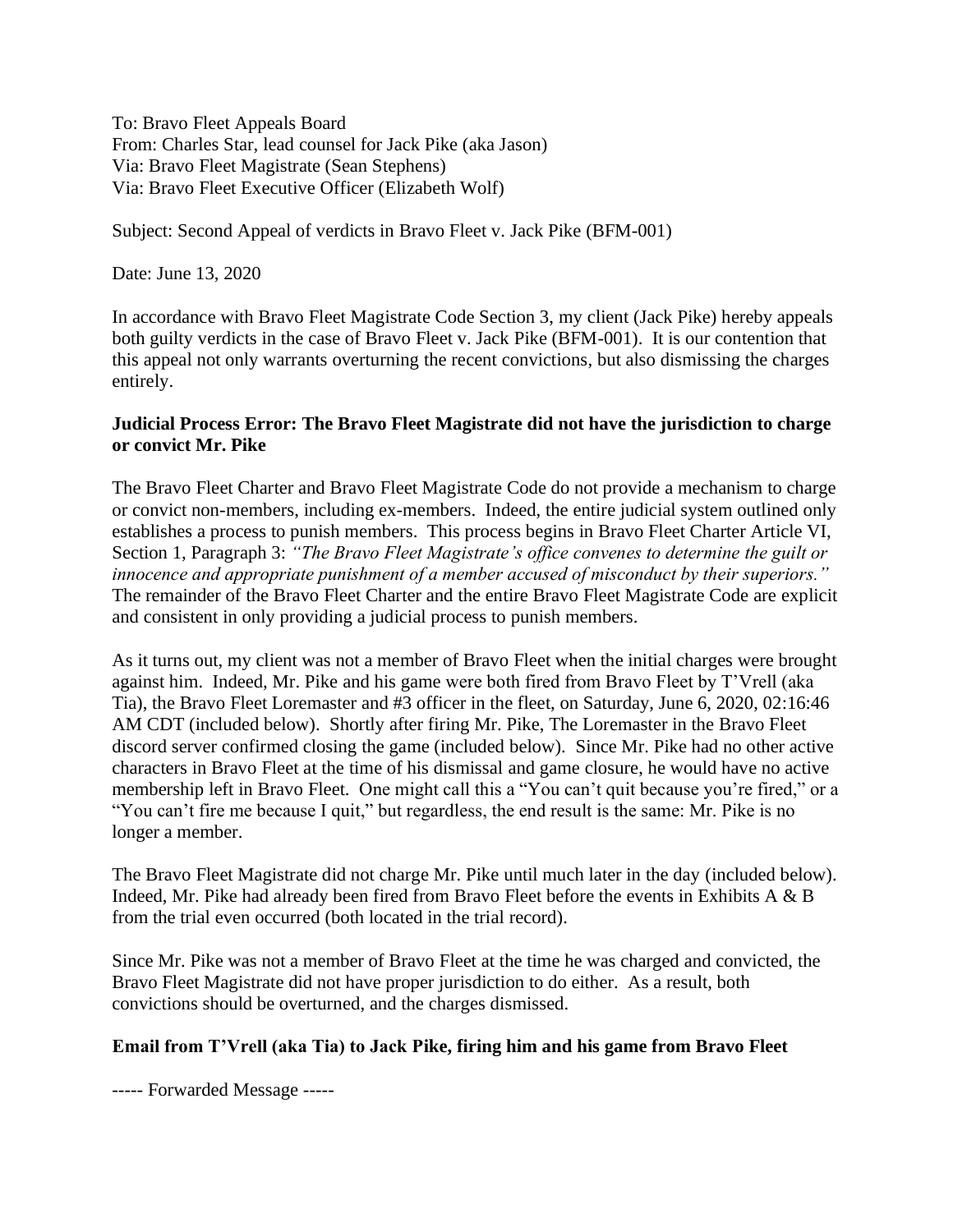To: Bravo Fleet Appeals Board
From: Charles Star, lead counsel for Jack Pike (aka Jason)
Via: Bravo Fleet Magistrate (Sean Stephens)
Via: Bravo Fleet Executive Officer (Elizabeth Wolf)

Subject: Second Appeal of verdicts in Bravo Fleet v. Jack Pike (BFM-001)

Date: June 13, 2020

In accordance with Bravo Fleet Magistrate Code Section 3, my client (Jack Pike) hereby appeals both guilty verdicts in the case of Bravo Fleet v. Jack Pike (BFM-001). It is our contention that this appeal not only warrants overturning the recent convictions, but also dismissing the charges entirely.

**Judicial Process Error: The Bravo Fleet Magistrate did not have the jurisdiction to charge or convict Mr. Pike**

The Bravo Fleet Charter and Bravo Fleet Magistrate Code do not provide a mechanism to charge or convict non-members, including ex-members. Indeed, the entire judicial system outlined only establishes a process to punish members. This process begins in Bravo Fleet Charter Article VI, Section 1, Paragraph 3: *"The Bravo Fleet Magistrate's office convenes to determine the guilt or innocence and appropriate punishment of a member accused of misconduct by their superiors."* The remainder of the Bravo Fleet Charter and the entire Bravo Fleet Magistrate Code are explicit and consistent in only providing a judicial process to punish members.

As it turns out, my client was not a member of Bravo Fleet when the initial charges were brought against him. Indeed, Mr. Pike and his game were both fired from Bravo Fleet by T'Vrell (aka Tia), the Bravo Fleet Loremaster and #3 officer in the fleet, on Saturday, June 6, 2020, 02:16:46 AM CDT (included below). Shortly after firing Mr. Pike, The Loremaster in the Bravo Fleet discord server confirmed closing the game (included below). Since Mr. Pike had no other active characters in Bravo Fleet at the time of his dismissal and game closure, he would have no active membership left in Bravo Fleet. One might call this a "You can't quit because you're fired," or a "You can't fire me because I quit," but regardless, the end result is the same: Mr. Pike is no longer a member.

The Bravo Fleet Magistrate did not charge Mr. Pike until much later in the day (included below). Indeed, Mr. Pike had already been fired from Bravo Fleet before the events in Exhibits A & B from the trial even occurred (both located in the trial record).

Since Mr. Pike was not a member of Bravo Fleet at the time he was charged and convicted, the Bravo Fleet Magistrate did not have proper jurisdiction to do either. As a result, both convictions should be overturned, and the charges dismissed.

**Email from T'Vrell (aka Tia) to Jack Pike, firing him and his game from Bravo Fleet**

----- Forwarded Message -----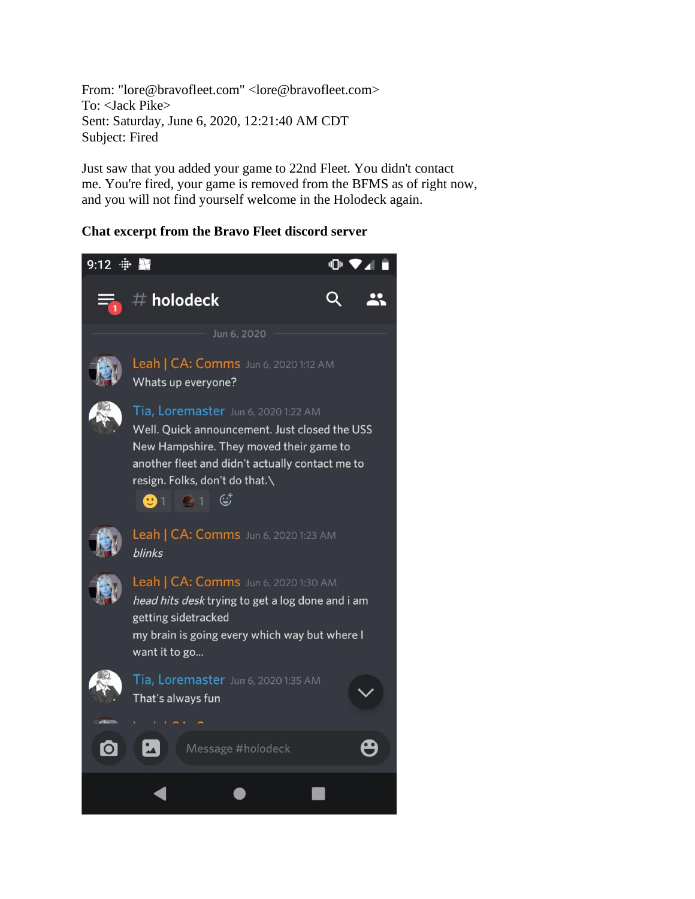From: "lore@bravofleet.com" <lore@bravofleet.com>
To: <Jack Pike>
Sent: Saturday, June 6, 2020, 12:21:40 AM CDT
Subject: Fired

Just saw that you added your game to 22nd Fleet. You didn't contact me. You're fired, your game is removed from the BFMS as of right now, and you will not find yourself welcome in the Holodeck again.

**Chat excerpt from the Bravo Fleet discord server**

9:12

# holodeck

Jun 6, 2020

Leah | CA: Comms Jun 6, 2020 1:12 AM
Whats up everyone?

Tia, Loremaster Jun 6, 2020 1:22 AM
Well. Quick announcement. Just closed the USS New Hampshire. They moved their game to another fleet and didn't actually contact me to resign. Folks, don't do that.\

Leah | CA: Comms Jun 6, 2020 1:23 AM
*blinks*

Leah | CA: Comms Jun 6, 2020 1:30 AM
*head hits desk* trying to get a log done and i am getting sidetracked
my brain is going every which way but where I want it to go...

Tia, Loremaster Jun 6, 2020 1:35 AM
That's always fun

Message #holodeck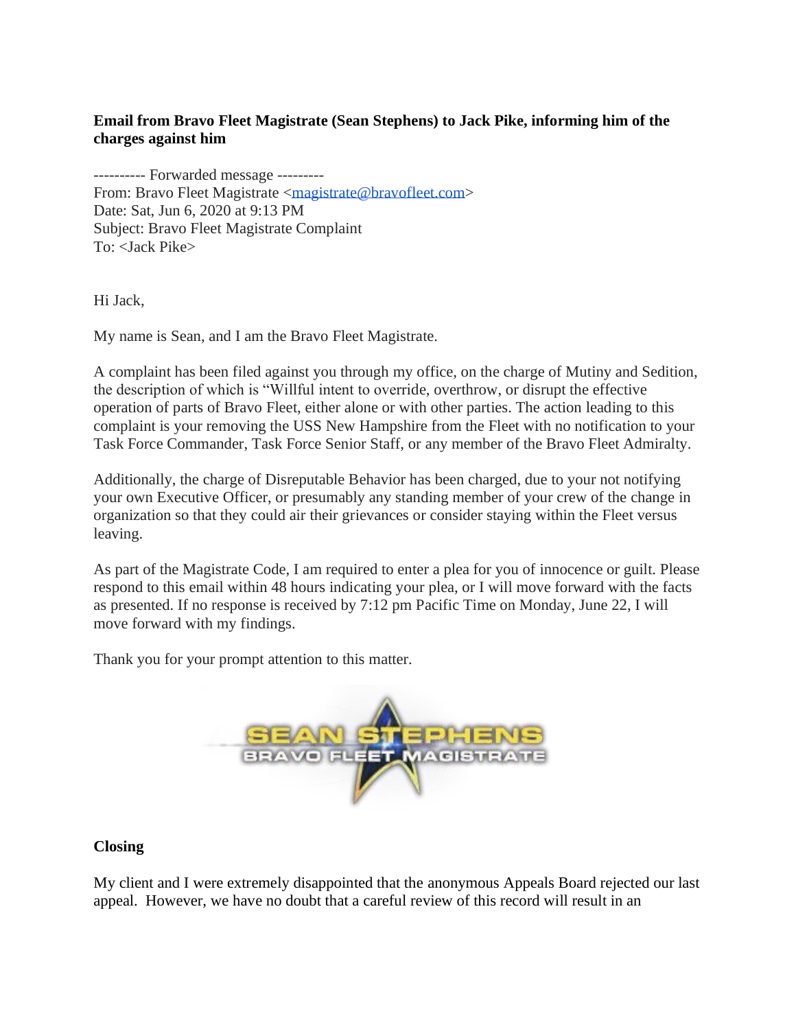**Email from Bravo Fleet Magistrate (Sean Stephens) to Jack Pike, informing him of the charges against him**

---------- Forwarded message ---------
From: Bravo Fleet Magistrate <magistrate@bravofleet.com>
Date: Sat, Jun 6, 2020 at 9:13 PM
Subject: Bravo Fleet Magistrate Complaint
To: <Jack Pike>

Hi Jack,

My name is Sean, and I am the Bravo Fleet Magistrate.

A complaint has been filed against you through my office, on the charge of Mutiny and Sedition, the description of which is "Willful intent to override, overthrow, or disrupt the effective operation of parts of Bravo Fleet, either alone or with other parties. The action leading to this complaint is your removing the USS New Hampshire from the Fleet with no notification to your Task Force Commander, Task Force Senior Staff, or any member of the Bravo Fleet Admiralty.

Additionally, the charge of Disreputable Behavior has been charged, due to your not notifying your own Executive Officer, or presumably any standing member of your crew of the change in organization so that they could air their grievances or consider staying within the Fleet versus leaving.

As part of the Magistrate Code, I am required to enter a plea for you of innocence or guilt. Please respond to this email within 48 hours indicating your plea, or I will move forward with the facts as presented. If no response is received by 7:12 pm Pacific Time on Monday, June 22, I will move forward with my findings.

Thank you for your prompt attention to this matter.

SEAN STEPHENS
BRAVO FLEET MAGISTRATE

**Closing**

My client and I were extremely disappointed that the anonymous Appeals Board rejected our last appeal. However, we have no doubt that a careful review of this record will result in an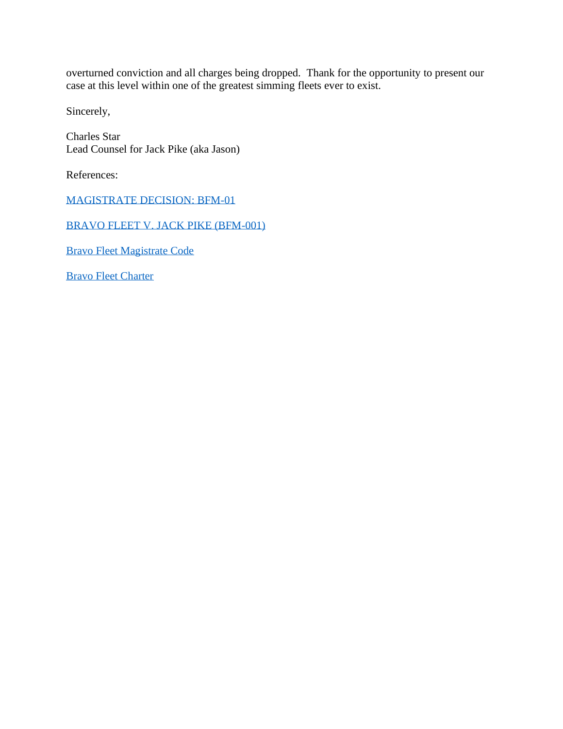overturned conviction and all charges being dropped. Thank for the opportunity to present our case at this level within one of the greatest simming fleets ever to exist.

Sincerely,

Charles Star
Lead Counsel for Jack Pike (aka Jason)

References:

MAGISTRATE DECISION: BFM-01

BRAVO FLEET V. JACK PIKE (BFM-001)

Bravo Fleet Magistrate Code

Bravo Fleet Charter